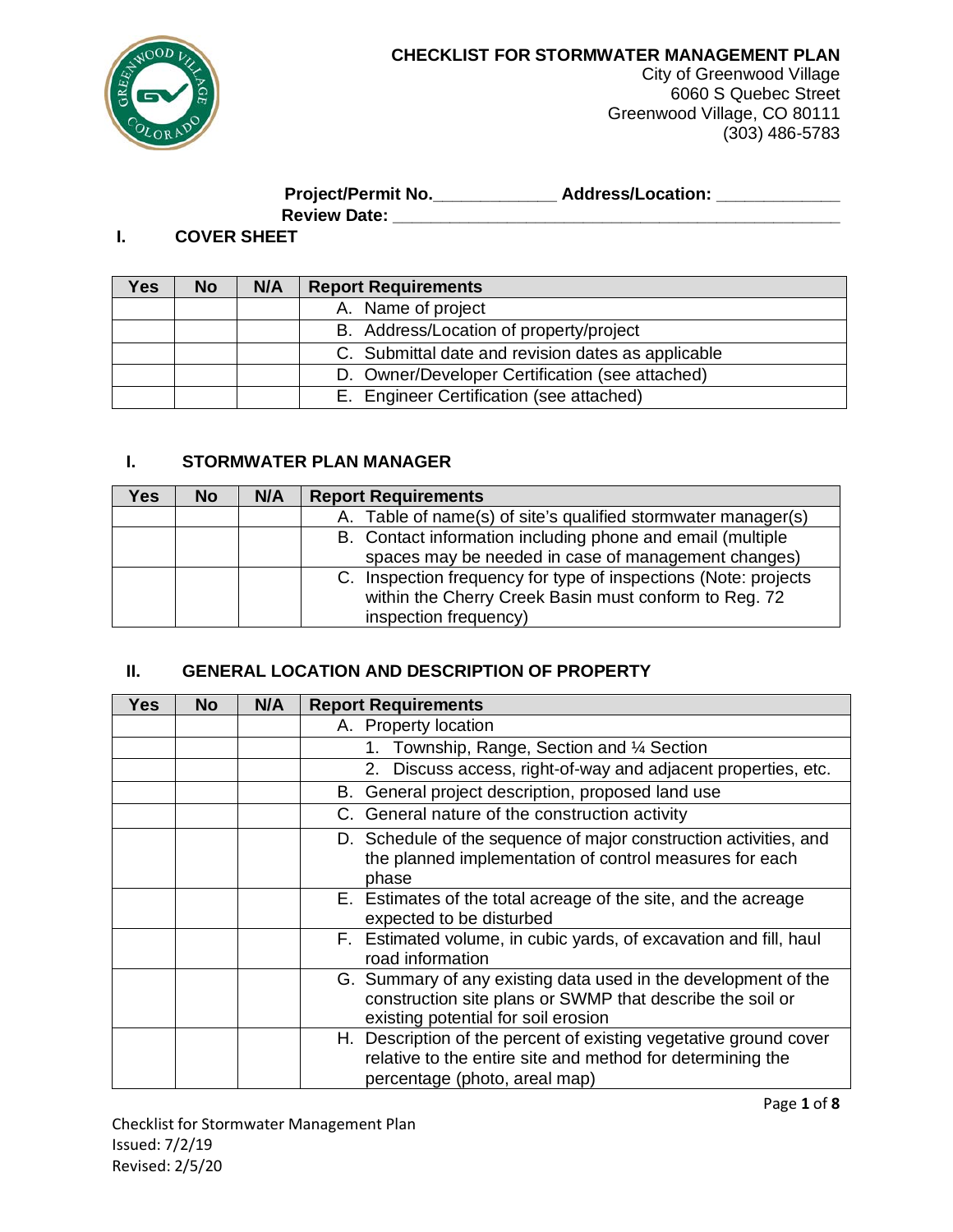# CHECKLIST FOR STORMWATER MANAGEMENT PLAN

City of Greenwood Village
6060 S Quebec Street
Greenwood Village, CO 80111
(303) 486-5783

**Project/Permit No.____________ Address/Location: ____________**
**Review Date: ____________________________________________**

## I. COVER SHEET

| Yes | No | N/A | Report Requirements |
|---|---|---|---|
| | | | A. Name of project |
| | | | B. Address/Location of property/project |
| | | | C. Submittal date and revision dates as applicable |
| | | | D. Owner/Developer Certification (see attached) |
| | | | E. Engineer Certification (see attached) |

## I. STORMWATER PLAN MANAGER

| Yes | No | N/A | Report Requirements |
|---|---|---|---|
| | | | A. Table of name(s) of site's qualified stormwater manager(s) |
| | | | B. Contact information including phone and email (multiple spaces may be needed in case of management changes) |
| | | | C. Inspection frequency for type of inspections (Note: projects within the Cherry Creek Basin must conform to Reg. 72 inspection frequency) |

## II. GENERAL LOCATION AND DESCRIPTION OF PROPERTY

| Yes | No | N/A | Report Requirements |
|---|---|---|---|
| | | | A. Property location |
| | | | 1. Township, Range, Section and ¼ Section |
| | | | 2. Discuss access, right-of-way and adjacent properties, etc. |
| | | | B. General project description, proposed land use |
| | | | C. General nature of the construction activity |
| | | | D. Schedule of the sequence of major construction activities, and the planned implementation of control measures for each phase |
| | | | E. Estimates of the total acreage of the site, and the acreage expected to be disturbed |
| | | | F. Estimated volume, in cubic yards, of excavation and fill, haul road information |
| | | | G. Summary of any existing data used in the development of the construction site plans or SWMP that describe the soil or existing potential for soil erosion |
| | | | H. Description of the percent of existing vegetative ground cover relative to the entire site and method for determining the percentage (photo, areal map) |

Checklist for Stormwater Management Plan
Issued: 7/2/19
Revised: 2/5/20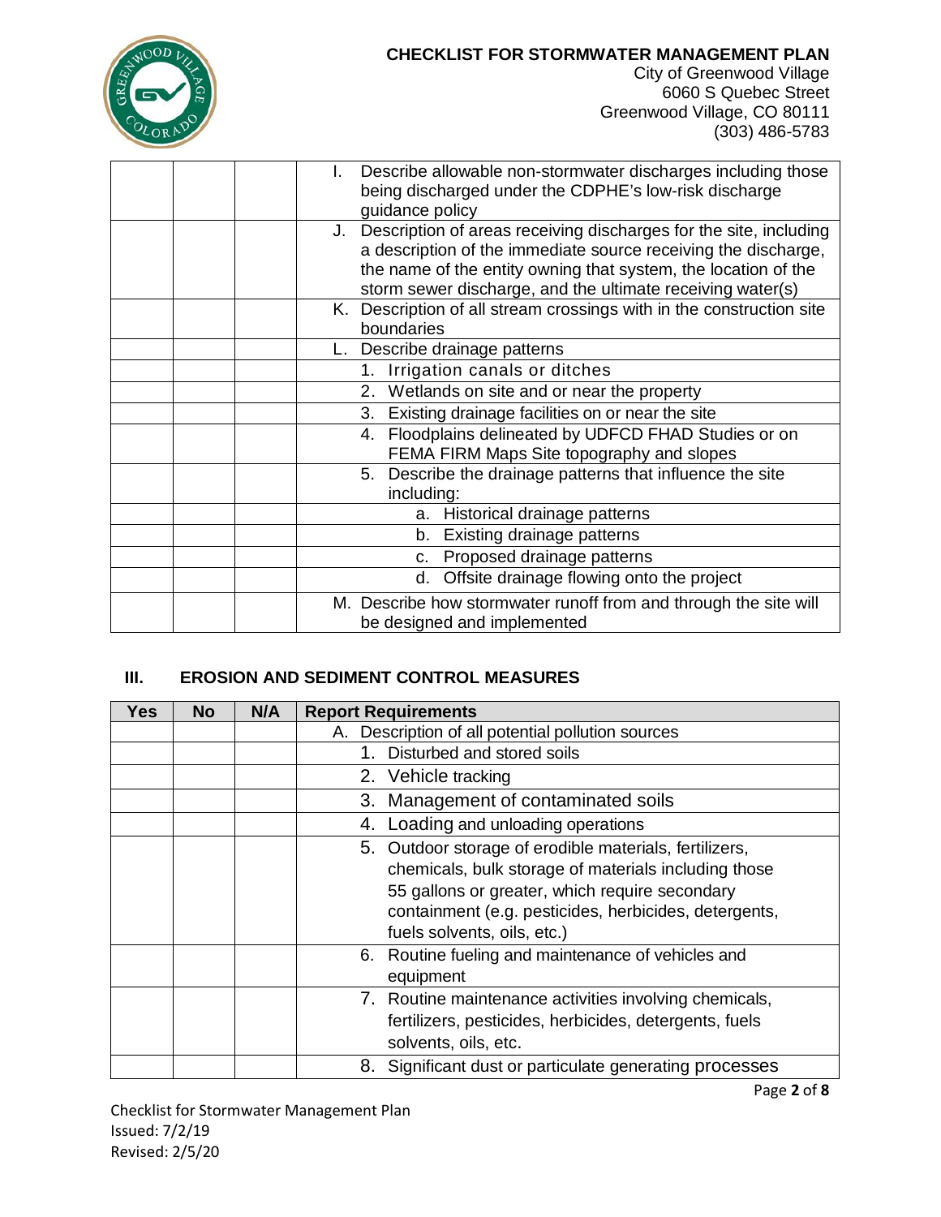| | | | I. Describe allowable non-stormwater discharges including those being discharged under the CDPHE's low-risk discharge guidance policy |
|---|---|---|---|
| | | | J. Description of areas receiving discharges for the site, including a description of the immediate source receiving the discharge, the name of the entity owning that system, the location of the storm sewer discharge, and the ultimate receiving water(s) |
| | | | K. Description of all stream crossings with in the construction site boundaries |
| | | | L. Describe drainage patterns |
| | | | 1. Irrigation canals or ditches |
| | | | 2. Wetlands on site and or near the property |
| | | | 3. Existing drainage facilities on or near the site |
| | | | 4. Floodplains delineated by UDFCD FHAD Studies or on FEMA FIRM Maps Site topography and slopes |
| | | | 5. Describe the drainage patterns that influence the site including: |
| | | | a. Historical drainage patterns |
| | | | b. Existing drainage patterns |
| | | | c. Proposed drainage patterns |
| | | | d. Offsite drainage flowing onto the project |
| | | | M. Describe how stormwater runoff from and through the site will be designed and implemented |

## III. EROSION AND SEDIMENT CONTROL MEASURES

| Yes | No | N/A | Report Requirements |
|---|---|---|---|
| | | | A. Description of all potential pollution sources |
| | | | 1. Disturbed and stored soils |
| | | | 2. Vehicle tracking |
| | | | 3. Management of contaminated soils |
| | | | 4. Loading and unloading operations |
| | | | 5. Outdoor storage of erodible materials, fertilizers, chemicals, bulk storage of materials including those 55 gallons or greater, which require secondary containment (e.g. pesticides, herbicides, detergents, fuels solvents, oils, etc.) |
| | | | 6. Routine fueling and maintenance of vehicles and equipment |
| | | | 7. Routine maintenance activities involving chemicals, fertilizers, pesticides, herbicides, detergents, fuels solvents, oils, etc. |
| | | | 8. Significant dust or particulate generating processes |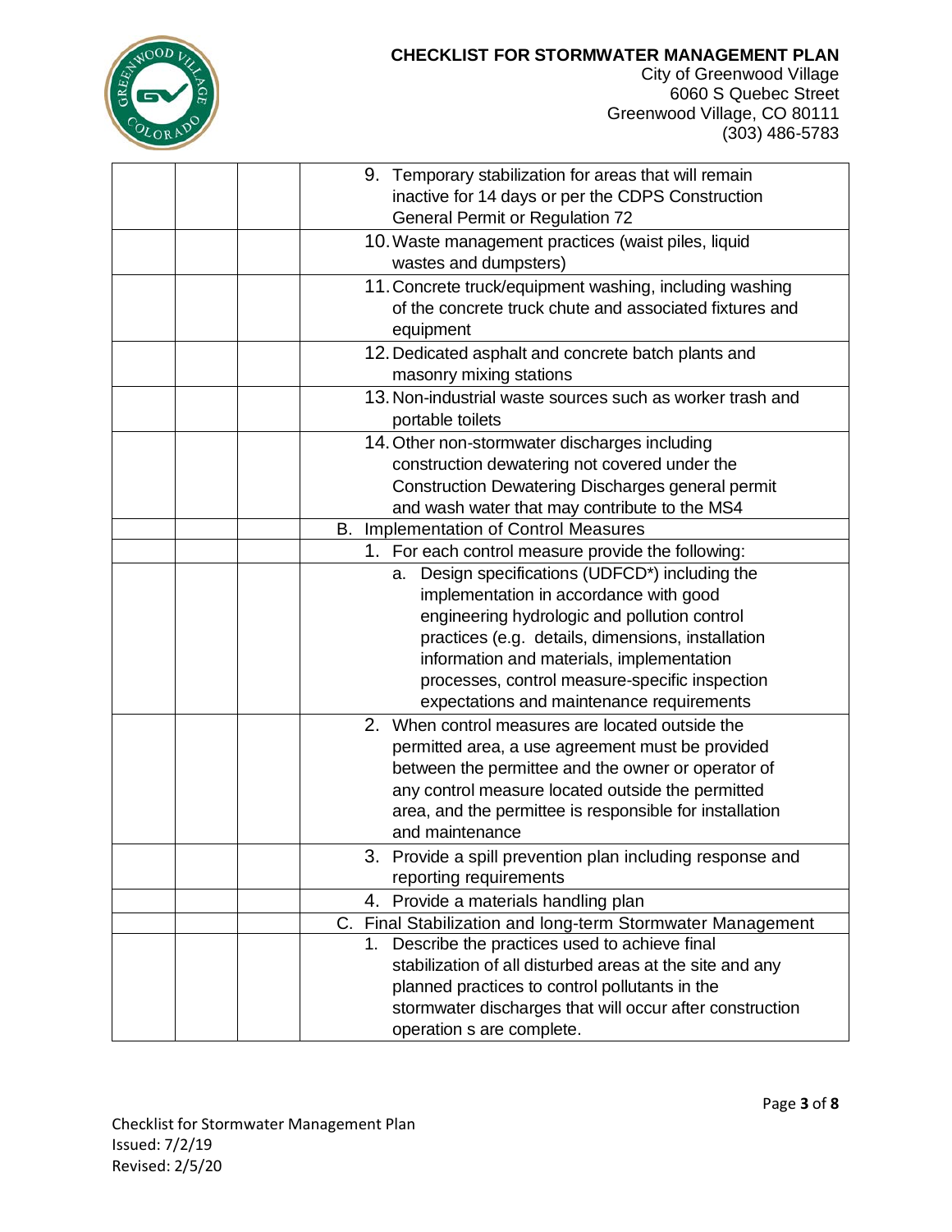**CHECKLIST FOR STORMWATER MANAGEMENT PLAN**

City of Greenwood Village
6060 S Quebec Street
Greenwood Village, CO 80111
(303) 486-5783

| | | | |
|---|---|---|---|
| | | | 9. Temporary stabilization for areas that will remain inactive for 14 days or per the CDPS Construction General Permit or Regulation 72 |
| | | | 10. Waste management practices (waist piles, liquid wastes and dumpsters) |
| | | | 11. Concrete truck/equipment washing, including washing of the concrete truck chute and associated fixtures and equipment |
| | | | 12. Dedicated asphalt and concrete batch plants and masonry mixing stations |
| | | | 13. Non-industrial waste sources such as worker trash and portable toilets |
| | | | 14. Other non-stormwater discharges including construction dewatering not covered under the Construction Dewatering Discharges general permit and wash water that may contribute to the MS4 |
| | | | B. Implementation of Control Measures |
| | | | 1. For each control measure provide the following: |
| | | | a. Design specifications (UDFCD*) including the implementation in accordance with good engineering hydrologic and pollution control practices (e.g. details, dimensions, installation information and materials, implementation processes, control measure-specific inspection expectations and maintenance requirements |
| | | | 2. When control measures are located outside the permitted area, a use agreement must be provided between the permittee and the owner or operator of any control measure located outside the permitted area, and the permittee is responsible for installation and maintenance |
| | | | 3. Provide a spill prevention plan including response and reporting requirements |
| | | | 4. Provide a materials handling plan |
| | | | C. Final Stabilization and long-term Stormwater Management |
| | | | 1. Describe the practices used to achieve final stabilization of all disturbed areas at the site and any planned practices to control pollutants in the stormwater discharges that will occur after construction operation s are complete. |

Checklist for Stormwater Management Plan
Issued: 7/2/19
Revised: 2/5/20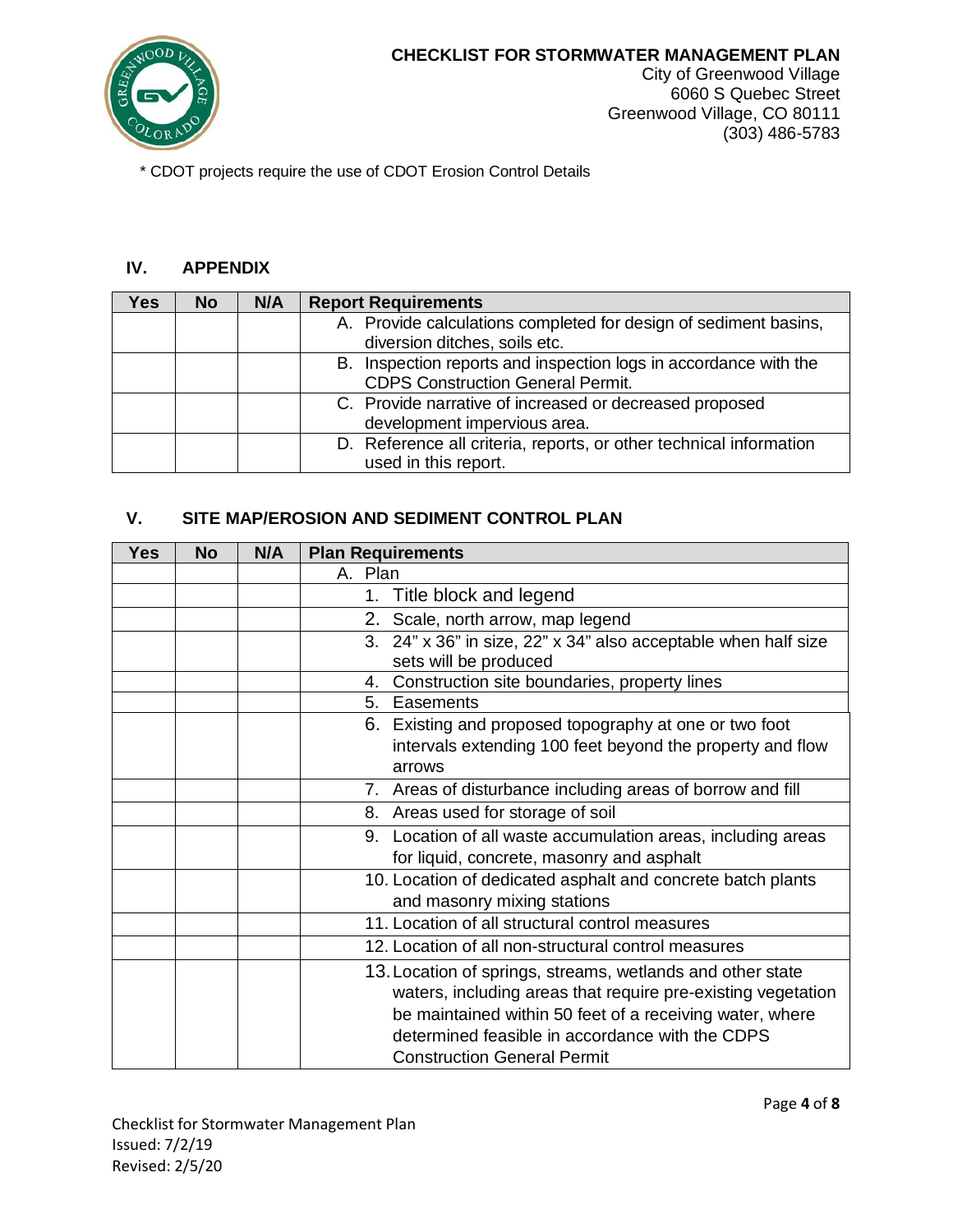\* CDOT projects require the use of CDOT Erosion Control Details

## IV. APPENDIX

| Yes | No | N/A | Report Requirements |
|---|---|---|---|
| | | | A. Provide calculations completed for design of sediment basins, diversion ditches, soils etc. |
| | | | B. Inspection reports and inspection logs in accordance with the CDPS Construction General Permit. |
| | | | C. Provide narrative of increased or decreased proposed development impervious area. |
| | | | D. Reference all criteria, reports, or other technical information used in this report. |

## V. SITE MAP/EROSION AND SEDIMENT CONTROL PLAN

| Yes | No | N/A | Plan Requirements |
|---|---|---|---|
| | | | A. Plan |
| | | | 1. Title block and legend |
| | | | 2. Scale, north arrow, map legend |
| | | | 3. 24" x 36" in size, 22" x 34" also acceptable when half size sets will be produced |
| | | | 4. Construction site boundaries, property lines |
| | | | 5. Easements |
| | | | 6. Existing and proposed topography at one or two foot intervals extending 100 feet beyond the property and flow arrows |
| | | | 7. Areas of disturbance including areas of borrow and fill |
| | | | 8. Areas used for storage of soil |
| | | | 9. Location of all waste accumulation areas, including areas for liquid, concrete, masonry and asphalt |
| | | | 10. Location of dedicated asphalt and concrete batch plants and masonry mixing stations |
| | | | 11. Location of all structural control measures |
| | | | 12. Location of all non-structural control measures |
| | | | 13. Location of springs, streams, wetlands and other state waters, including areas that require pre-existing vegetation be maintained within 50 feet of a receiving water, where determined feasible in accordance with the CDPS Construction General Permit |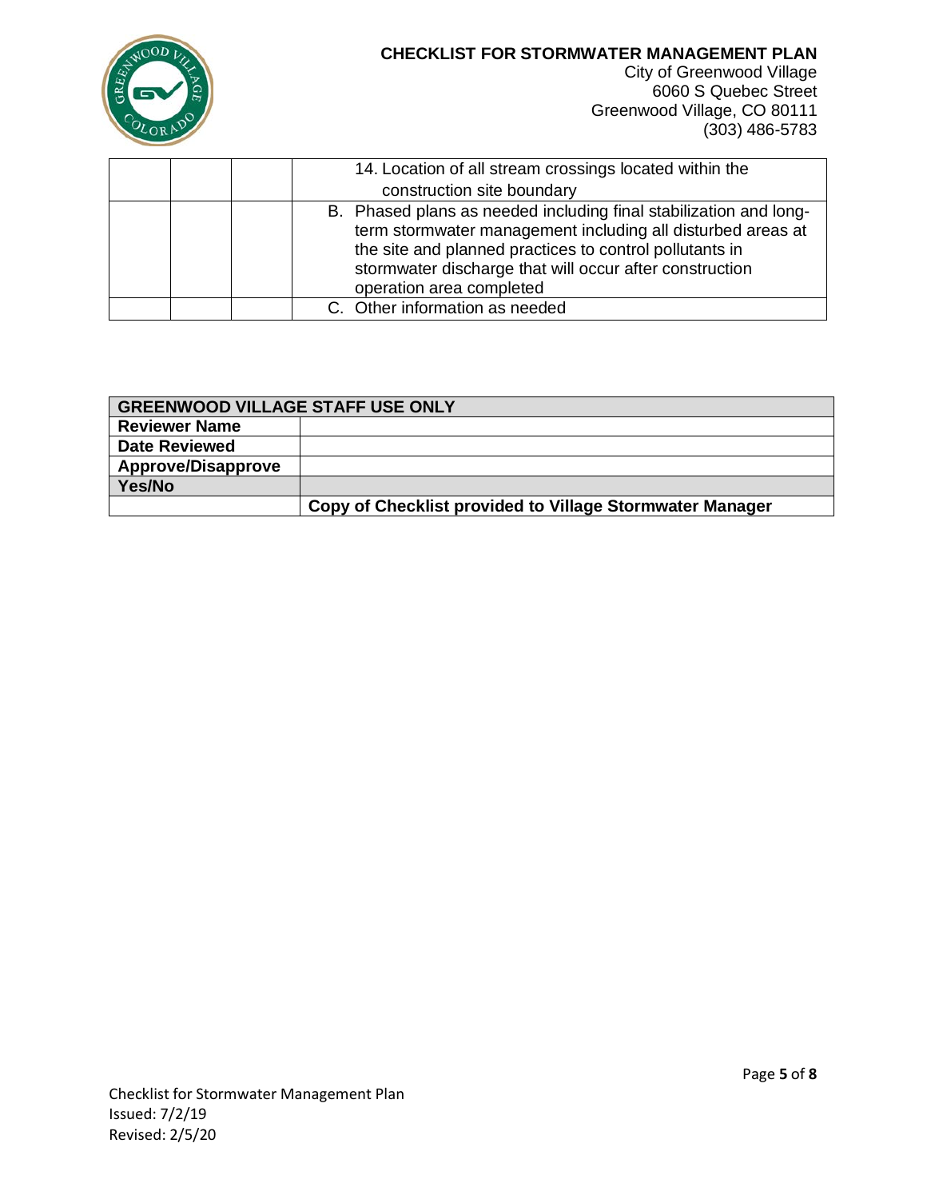| | | | |
|---|---|---|---|
| | | | 14. Location of all stream crossings located within the construction site boundary |
| | | | B. Phased plans as needed including final stabilization and long-term stormwater management including all disturbed areas at the site and planned practices to control pollutants in stormwater discharge that will occur after construction operation area completed |
| | | | C. Other information as needed |

| **GREENWOOD VILLAGE STAFF USE ONLY** | |
|---|---|
| **Reviewer Name** | |
| **Date Reviewed** | |
| **Approve/Disapprove** | |
| **Yes/No** | |
| | **Copy of Checklist provided to Village Stormwater Manager** |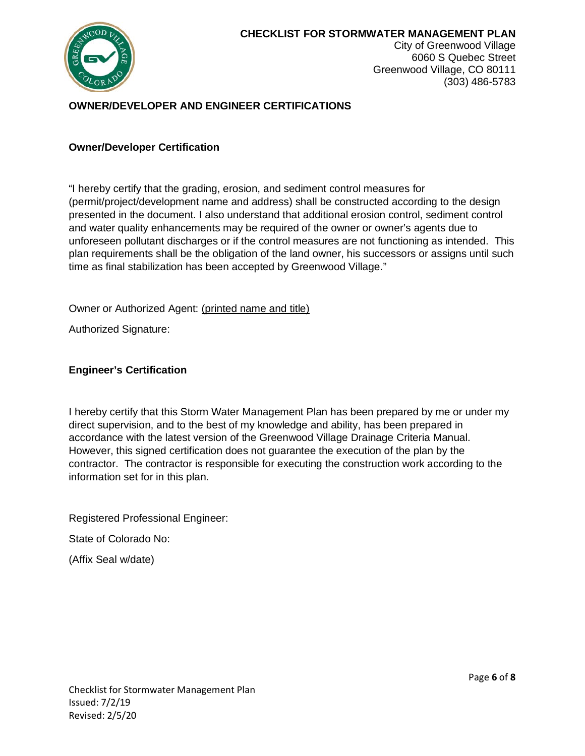## OWNER/DEVELOPER AND ENGINEER CERTIFICATIONS

### Owner/Developer Certification

"I hereby certify that the grading, erosion, and sediment control measures for (permit/project/development name and address) shall be constructed according to the design presented in the document. I also understand that additional erosion control, sediment control and water quality enhancements may be required of the owner or owner's agents due to unforeseen pollutant discharges or if the control measures are not functioning as intended. This plan requirements shall be the obligation of the land owner, his successors or assigns until such time as final stabilization has been accepted by Greenwood Village."

Owner or Authorized Agent: <u>(printed name and title)</u>

Authorized Signature:

### Engineer's Certification

I hereby certify that this Storm Water Management Plan has been prepared by me or under my direct supervision, and to the best of my knowledge and ability, has been prepared in accordance with the latest version of the Greenwood Village Drainage Criteria Manual. However, this signed certification does not guarantee the execution of the plan by the contractor. The contractor is responsible for executing the construction work according to the information set for in this plan.

Registered Professional Engineer:

State of Colorado No:

(Affix Seal w/date)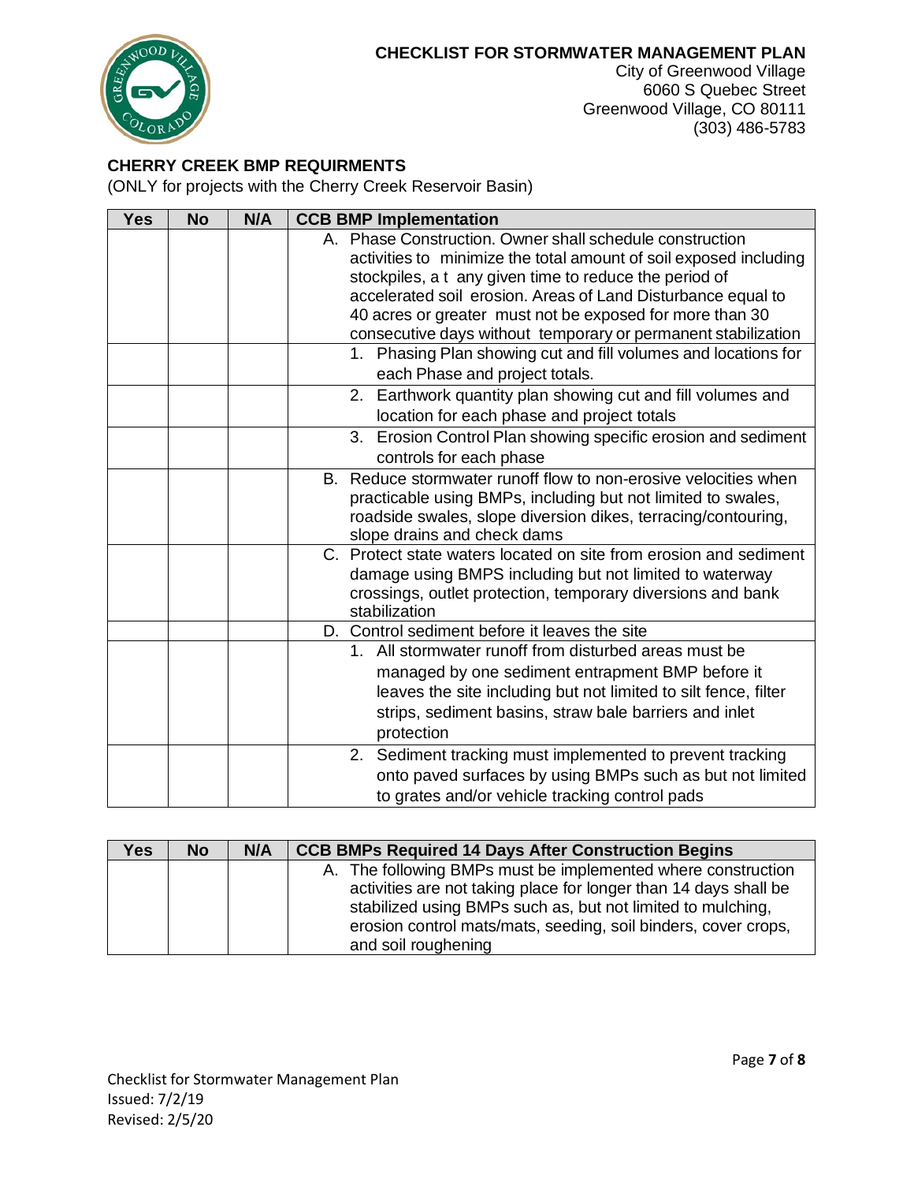**CHECKLIST FOR STORMWATER MANAGEMENT PLAN**
City of Greenwood Village
6060 S Quebec Street
Greenwood Village, CO 80111
(303) 486-5783

## CHERRY CREEK BMP REQUIRMENTS

(ONLY for projects with the Cherry Creek Reservoir Basin)

| Yes | No | N/A | CCB BMP Implementation |
| --- | --- | --- | --- |
| | | | A. Phase Construction. Owner shall schedule construction activities to minimize the total amount of soil exposed including stockpiles, a t any given time to reduce the period of accelerated soil erosion. Areas of Land Disturbance equal to 40 acres or greater must not be exposed for more than 30 consecutive days without temporary or permanent stabilization |
| | | | 1. Phasing Plan showing cut and fill volumes and locations for each Phase and project totals. |
| | | | 2. Earthwork quantity plan showing cut and fill volumes and location for each phase and project totals |
| | | | 3. Erosion Control Plan showing specific erosion and sediment controls for each phase |
| | | | B. Reduce stormwater runoff flow to non-erosive velocities when practicable using BMPs, including but not limited to swales, roadside swales, slope diversion dikes, terracing/contouring, slope drains and check dams |
| | | | C. Protect state waters located on site from erosion and sediment damage using BMPS including but not limited to waterway crossings, outlet protection, temporary diversions and bank stabilization |
| | | | D. Control sediment before it leaves the site |
| | | | 1. All stormwater runoff from disturbed areas must be managed by one sediment entrapment BMP before it leaves the site including but not limited to silt fence, filter strips, sediment basins, straw bale barriers and inlet protection |
| | | | 2. Sediment tracking must implemented to prevent tracking onto paved surfaces by using BMPs such as but not limited to grates and/or vehicle tracking control pads |

| Yes | No | N/A | CCB BMPs Required 14 Days After Construction Begins |
| --- | --- | --- | --- |
| | | | A. The following BMPs must be implemented where construction activities are not taking place for longer than 14 days shall be stabilized using BMPs such as, but not limited to, mulching, erosion control mats/mats, seeding, soil binders, cover crops, and soil roughening |

Checklist for Stormwater Management Plan
Issued: 7/2/19
Revised: 2/5/20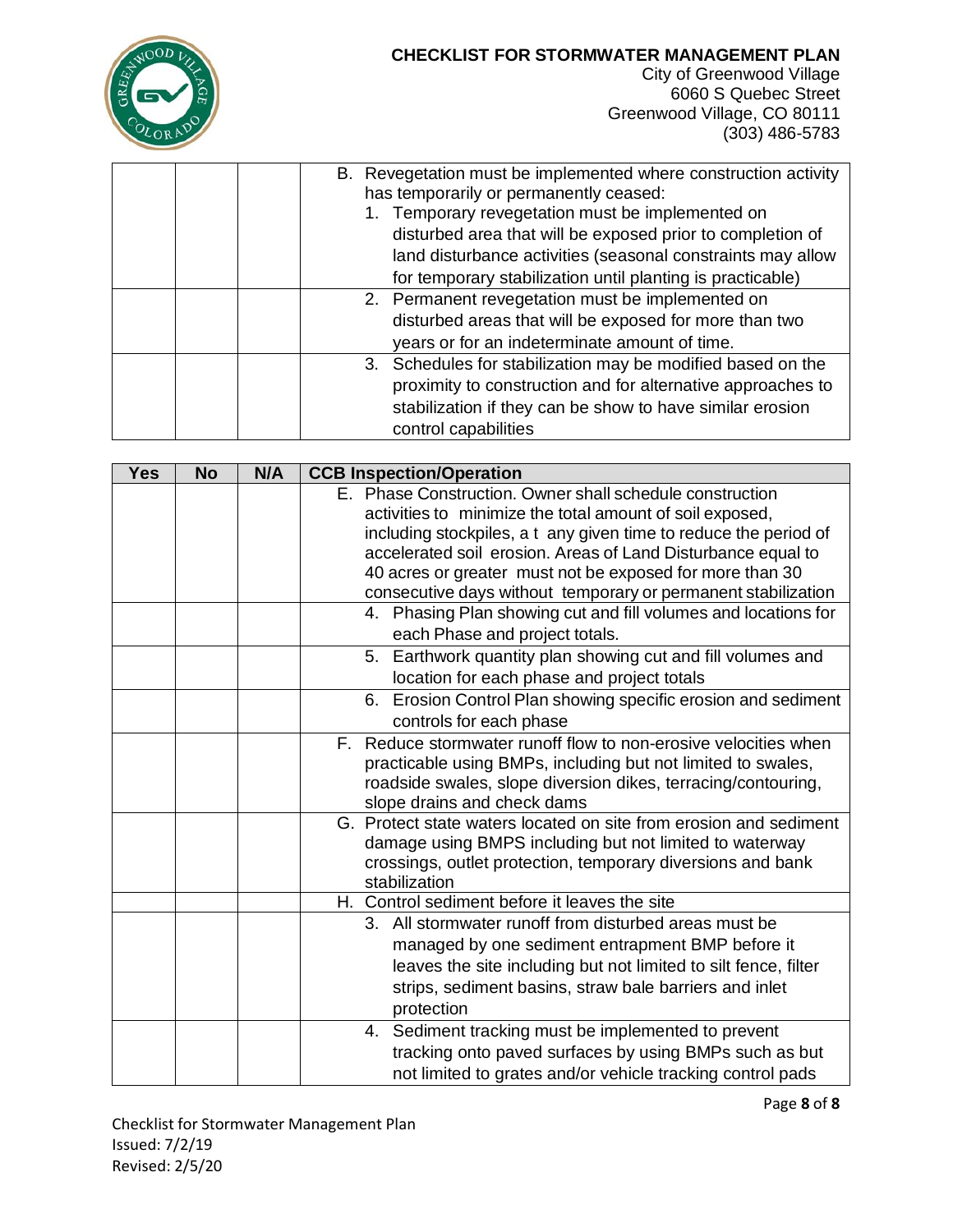| | | | |
|---|---|---|---|
| | | | B. Revegetation must be implemented where construction activity has temporarily or permanently ceased:<br>1. Temporary revegetation must be implemented on disturbed area that will be exposed prior to completion of land disturbance activities (seasonal constraints may allow for temporary stabilization until planting is practicable) |
| | | | 2. Permanent revegetation must be implemented on disturbed areas that will be exposed for more than two years or for an indeterminate amount of time. |
| | | | 3. Schedules for stabilization may be modified based on the proximity to construction and for alternative approaches to stabilization if they can be show to have similar erosion control capabilities |

| Yes | No | N/A | CCB Inspection/Operation |
|---|---|---|---|
| | | | E. Phase Construction. Owner shall schedule construction activities to minimize the total amount of soil exposed, including stockpiles, a t any given time to reduce the period of accelerated soil erosion. Areas of Land Disturbance equal to 40 acres or greater must not be exposed for more than 30 consecutive days without temporary or permanent stabilization |
| | | | 4. Phasing Plan showing cut and fill volumes and locations for each Phase and project totals. |
| | | | 5. Earthwork quantity plan showing cut and fill volumes and location for each phase and project totals |
| | | | 6. Erosion Control Plan showing specific erosion and sediment controls for each phase |
| | | | F. Reduce stormwater runoff flow to non-erosive velocities when practicable using BMPs, including but not limited to swales, roadside swales, slope diversion dikes, terracing/contouring, slope drains and check dams |
| | | | G. Protect state waters located on site from erosion and sediment damage using BMPS including but not limited to waterway crossings, outlet protection, temporary diversions and bank stabilization |
| | | | H. Control sediment before it leaves the site |
| | | | 3. All stormwater runoff from disturbed areas must be managed by one sediment entrapment BMP before it leaves the site including but not limited to silt fence, filter strips, sediment basins, straw bale barriers and inlet protection |
| | | | 4. Sediment tracking must be implemented to prevent tracking onto paved surfaces by using BMPs such as but not limited to grates and/or vehicle tracking control pads |